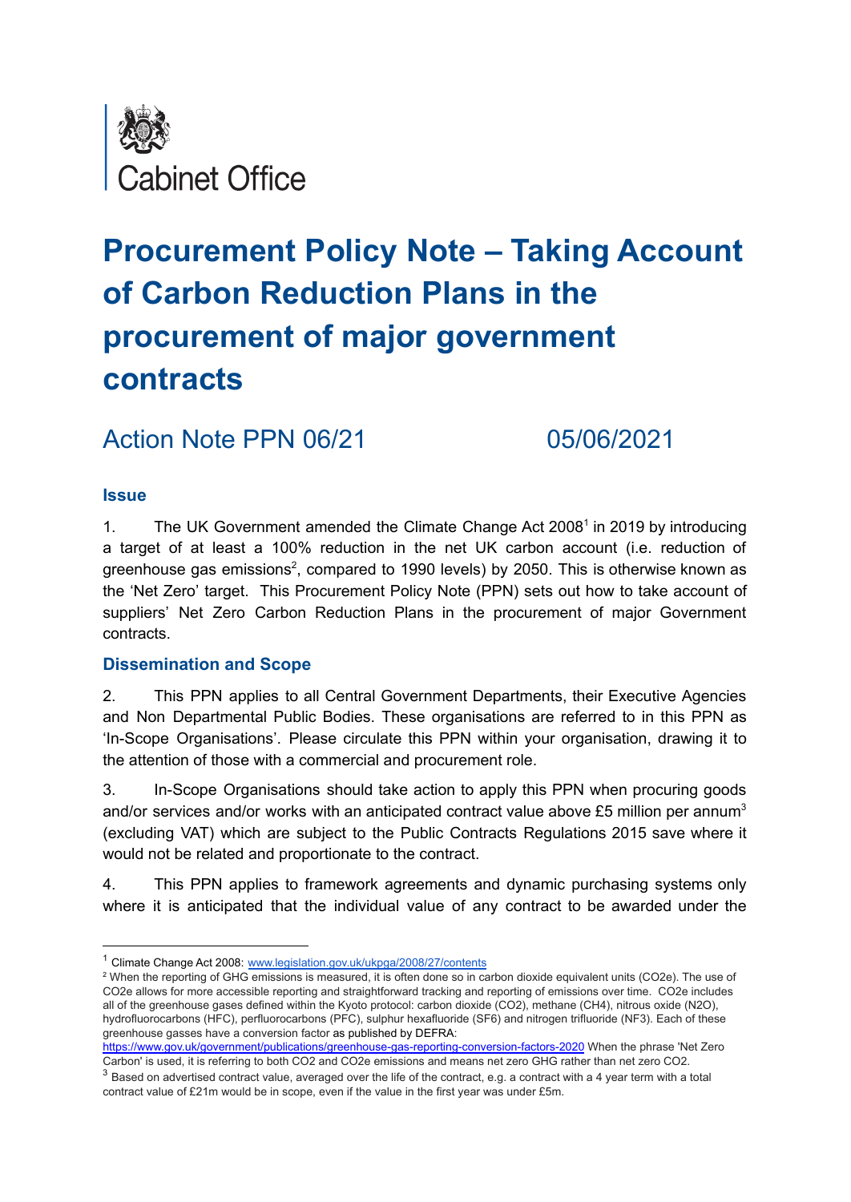Cabinet Office

# Procurement Policy Note – Taking Account of Carbon Reduction Plans in the procurement of major government contracts

## Action Note PPN 06/21 05/06/2021

### Issue

1. The UK Government amended the Climate Change Act 2008[1] in 2019 by introducing a target of at least a 100% reduction in the net UK carbon account (i.e. reduction of greenhouse gas emissions[2], compared to 1990 levels) by 2050. This is otherwise known as the 'Net Zero' target. This Procurement Policy Note (PPN) sets out how to take account of suppliers' Net Zero Carbon Reduction Plans in the procurement of major Government contracts.

### Dissemination and Scope

2. This PPN applies to all Central Government Departments, their Executive Agencies and Non Departmental Public Bodies. These organisations are referred to in this PPN as 'In-Scope Organisations'. Please circulate this PPN within your organisation, drawing it to the attention of those with a commercial and procurement role.

3. In-Scope Organisations should take action to apply this PPN when procuring goods and/or services and/or works with an anticipated contract value above £5 million per annum[3] (excluding VAT) which are subject to the Public Contracts Regulations 2015 save where it would not be related and proportionate to the contract.

4. This PPN applies to framework agreements and dynamic purchasing systems only where it is anticipated that the individual value of any contract to be awarded under the

---

[1] Climate Change Act 2008: www.legislation.gov.uk/ukpga/2008/27/contents

[2] When the reporting of GHG emissions is measured, it is often done so in carbon dioxide equivalent units ($CO_2e$). The use of $CO_2e$ allows for more accessible reporting and straightforward tracking and reporting of emissions over time. $CO_2e$ includes all of the greenhouse gases defined within the Kyoto protocol: carbon dioxide ($CO_2$), methane ($CH_4$), nitrous oxide ($N_2O$), hydrofluorocarbons (HFC), perfluorocarbons (PFC), sulphur hexafluoride ($SF_6$) and nitrogen trifluoride ($NF_3$). Each of these greenhouse gasses have a conversion factor as published by DEFRA: https://www.gov.uk/government/publications/greenhouse-gas-reporting-conversion-factors-2020 When the phrase 'Net Zero Carbon' is used, it is referring to both $CO_2$ and $CO_2e$ emissions and means net zero GHG rather than net zero $CO_2$.

[3] Based on advertised contract value, averaged over the life of the contract, e.g. a contract with a 4 year term with a total contract value of £21m would be in scope, even if the value in the first year was under £5m.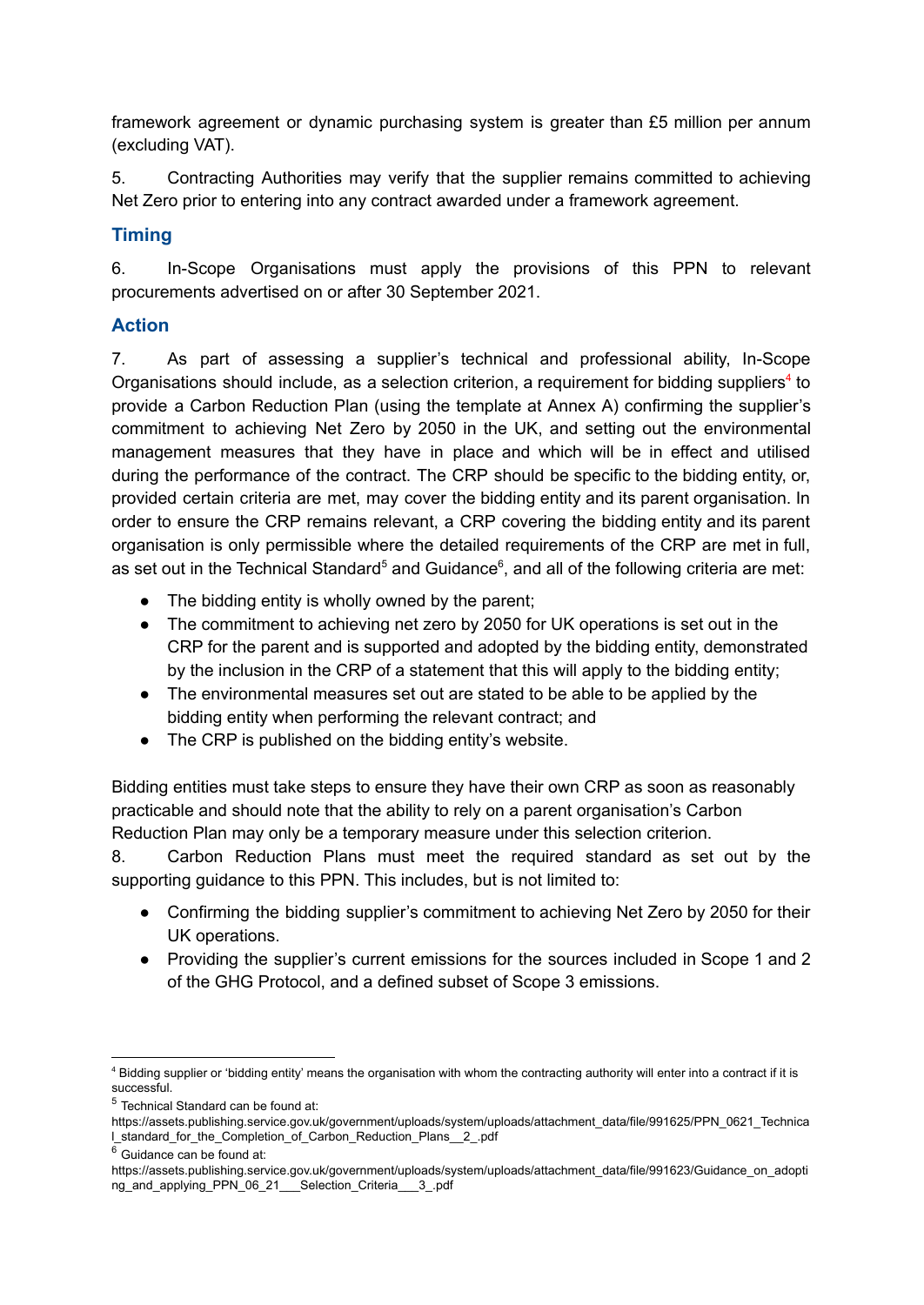framework agreement or dynamic purchasing system is greater than £5 million per annum (excluding VAT).

5. Contracting Authorities may verify that the supplier remains committed to achieving Net Zero prior to entering into any contract awarded under a framework agreement.

## Timing

6. In-Scope Organisations must apply the provisions of this PPN to relevant procurements advertised on or after 30 September 2021.

## Action

7. As part of assessing a supplier's technical and professional ability, In-Scope Organisations should include, as a selection criterion, a requirement for bidding suppliers[4] to provide a Carbon Reduction Plan (using the template at Annex A) confirming the supplier's commitment to achieving Net Zero by 2050 in the UK, and setting out the environmental management measures that they have in place and which will be in effect and utilised during the performance of the contract. The CRP should be specific to the bidding entity, or, provided certain criteria are met, may cover the bidding entity and its parent organisation. In order to ensure the CRP remains relevant, a CRP covering the bidding entity and its parent organisation is only permissible where the detailed requirements of the CRP are met in full, as set out in the Technical Standard[5] and Guidance[6], and all of the following criteria are met:

- The bidding entity is wholly owned by the parent;
- The commitment to achieving net zero by 2050 for UK operations is set out in the CRP for the parent and is supported and adopted by the bidding entity, demonstrated by the inclusion in the CRP of a statement that this will apply to the bidding entity;
- The environmental measures set out are stated to be able to be applied by the bidding entity when performing the relevant contract; and
- The CRP is published on the bidding entity's website.

Bidding entities must take steps to ensure they have their own CRP as soon as reasonably practicable and should note that the ability to rely on a parent organisation's Carbon Reduction Plan may only be a temporary measure under this selection criterion.

8. Carbon Reduction Plans must meet the required standard as set out by the supporting guidance to this PPN. This includes, but is not limited to:

- Confirming the bidding supplier's commitment to achieving Net Zero by 2050 for their UK operations.
- Providing the supplier's current emissions for the sources included in Scope 1 and 2 of the GHG Protocol, and a defined subset of Scope 3 emissions.

---

[4] Bidding supplier or 'bidding entity' means the organisation with whom the contracting authority will enter into a contract if it is successful.

[5] Technical Standard can be found at: https://assets.publishing.service.gov.uk/government/uploads/system/uploads/attachment_data/file/991625/PPN_0621_Technical_standard_for_the_Completion_of_Carbon_Reduction_Plans__2_.pdf

[6] Guidance can be found at: https://assets.publishing.service.gov.uk/government/uploads/system/uploads/attachment_data/file/991623/Guidance_on_adopting_and_applying_PPN_06_21___Selection_Criteria___3_.pdf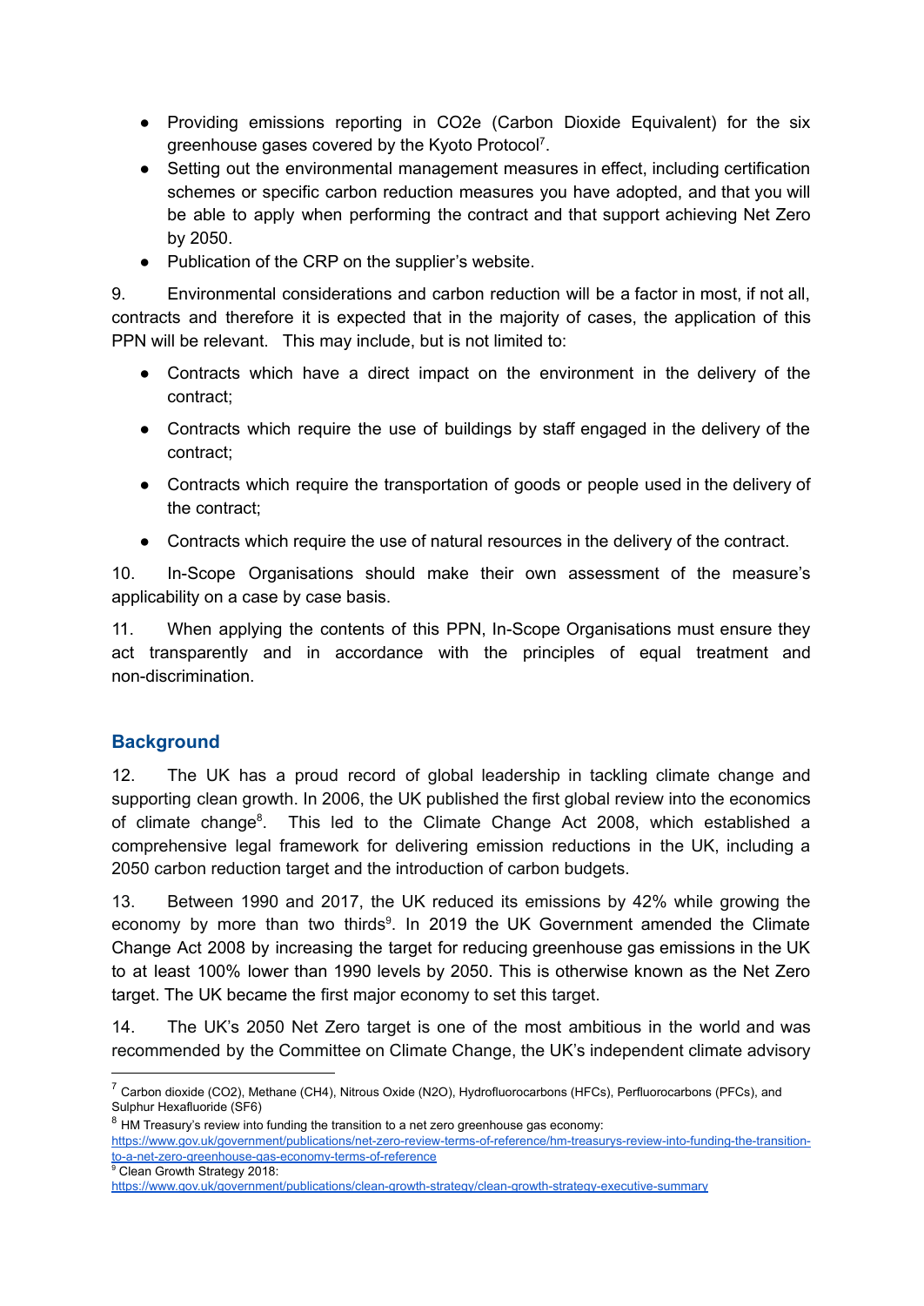- Providing emissions reporting in CO2e (Carbon Dioxide Equivalent) for the six greenhouse gases covered by the Kyoto Protocol[7].
- Setting out the environmental management measures in effect, including certification schemes or specific carbon reduction measures you have adopted, and that you will be able to apply when performing the contract and that support achieving Net Zero by 2050.
- Publication of the CRP on the supplier's website.

9. Environmental considerations and carbon reduction will be a factor in most, if not all, contracts and therefore it is expected that in the majority of cases, the application of this PPN will be relevant. This may include, but is not limited to:

- Contracts which have a direct impact on the environment in the delivery of the contract;
- Contracts which require the use of buildings by staff engaged in the delivery of the contract;
- Contracts which require the transportation of goods or people used in the delivery of the contract;
- Contracts which require the use of natural resources in the delivery of the contract.

10. In-Scope Organisations should make their own assessment of the measure's applicability on a case by case basis.

11. When applying the contents of this PPN, In-Scope Organisations must ensure they act transparently and in accordance with the principles of equal treatment and non-discrimination.

## Background

12. The UK has a proud record of global leadership in tackling climate change and supporting clean growth. In 2006, the UK published the first global review into the economics of climate change[8]. This led to the Climate Change Act 2008, which established a comprehensive legal framework for delivering emission reductions in the UK, including a 2050 carbon reduction target and the introduction of carbon budgets.

13. Between 1990 and 2017, the UK reduced its emissions by 42% while growing the economy by more than two thirds[9]. In 2019 the UK Government amended the Climate Change Act 2008 by increasing the target for reducing greenhouse gas emissions in the UK to at least 100% lower than 1990 levels by 2050. This is otherwise known as the Net Zero target. The UK became the first major economy to set this target.

14. The UK's 2050 Net Zero target is one of the most ambitious in the world and was recommended by the Committee on Climate Change, the UK's independent climate advisory

---

[7] Carbon dioxide ($CO_2$), Methane ($CH_4$), Nitrous Oxide ($N_2O$), Hydrofluorocarbons (HFCs), Perfluorocarbons (PFCs), and Sulphur Hexafluoride ($SF_6$)

[8] HM Treasury's review into funding the transition to a net zero greenhouse gas economy: https://www.gov.uk/government/publications/net-zero-review-terms-of-reference/hm-treasurys-review-into-funding-the-transition-to-a-net-zero-greenhouse-gas-economy-terms-of-reference

[9] Clean Growth Strategy 2018: https://www.gov.uk/government/publications/clean-growth-strategy/clean-growth-strategy-executive-summary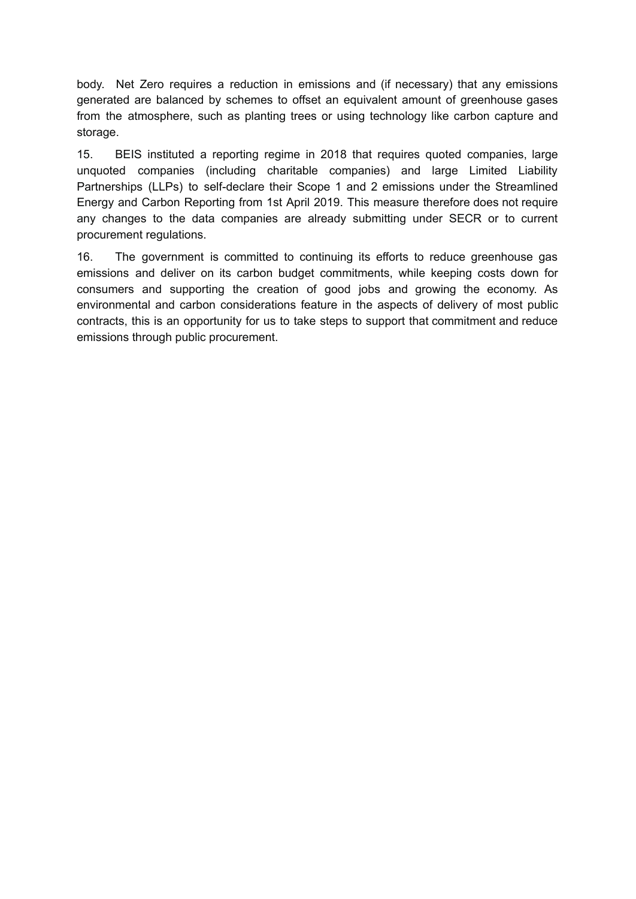body. Net Zero requires a reduction in emissions and (if necessary) that any emissions generated are balanced by schemes to offset an equivalent amount of greenhouse gases from the atmosphere, such as planting trees or using technology like carbon capture and storage.

15. BEIS instituted a reporting regime in 2018 that requires quoted companies, large unquoted companies (including charitable companies) and large Limited Liability Partnerships (LLPs) to self-declare their Scope 1 and 2 emissions under the Streamlined Energy and Carbon Reporting from 1st April 2019. This measure therefore does not require any changes to the data companies are already submitting under SECR or to current procurement regulations.

16. The government is committed to continuing its efforts to reduce greenhouse gas emissions and deliver on its carbon budget commitments, while keeping costs down for consumers and supporting the creation of good jobs and growing the economy. As environmental and carbon considerations feature in the aspects of delivery of most public contracts, this is an opportunity for us to take steps to support that commitment and reduce emissions through public procurement.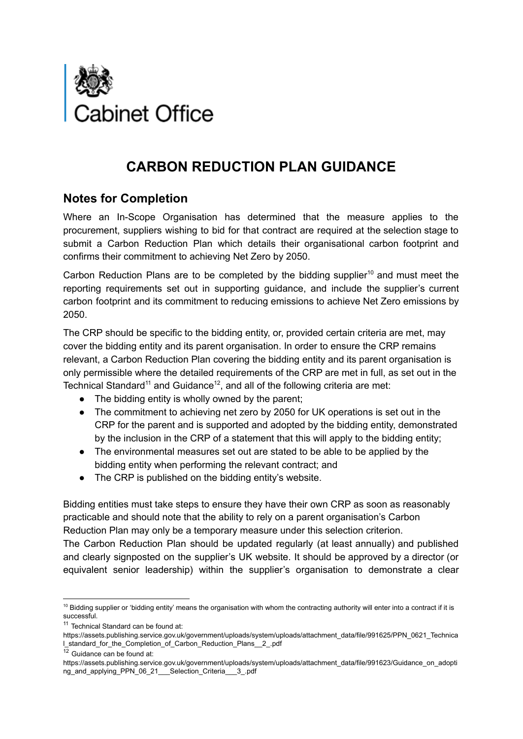Cabinet Office

# CARBON REDUCTION PLAN GUIDANCE

## Notes for Completion

Where an In-Scope Organisation has determined that the measure applies to the procurement, suppliers wishing to bid for that contract are required at the selection stage to submit a Carbon Reduction Plan which details their organisational carbon footprint and confirms their commitment to achieving Net Zero by 2050.

Carbon Reduction Plans are to be completed by the bidding supplier[10] and must meet the reporting requirements set out in supporting guidance, and include the supplier's current carbon footprint and its commitment to reducing emissions to achieve Net Zero emissions by 2050.

The CRP should be specific to the bidding entity, or, provided certain criteria are met, may cover the bidding entity and its parent organisation. In order to ensure the CRP remains relevant, a Carbon Reduction Plan covering the bidding entity and its parent organisation is only permissible where the detailed requirements of the CRP are met in full, as set out in the Technical Standard[11] and Guidance[12], and all of the following criteria are met:

- The bidding entity is wholly owned by the parent;
- The commitment to achieving net zero by 2050 for UK operations is set out in the CRP for the parent and is supported and adopted by the bidding entity, demonstrated by the inclusion in the CRP of a statement that this will apply to the bidding entity;
- The environmental measures set out are stated to be able to be applied by the bidding entity when performing the relevant contract; and
- The CRP is published on the bidding entity's website.

Bidding entities must take steps to ensure they have their own CRP as soon as reasonably practicable and should note that the ability to rely on a parent organisation's Carbon Reduction Plan may only be a temporary measure under this selection criterion.

The Carbon Reduction Plan should be updated regularly (at least annually) and published and clearly signposted on the supplier's UK website. It should be approved by a director (or equivalent senior leadership) within the supplier's organisation to demonstrate a clear

---

[10] Bidding supplier or 'bidding entity' means the organisation with whom the contracting authority will enter into a contract if it is successful.

[11] Technical Standard can be found at:
https://assets.publishing.service.gov.uk/government/uploads/system/uploads/attachment_data/file/991625/PPN_0621_Technical_standard_for_the_Completion_of_Carbon_Reduction_Plans__2_.pdf

[12] Guidance can be found at:
https://assets.publishing.service.gov.uk/government/uploads/system/uploads/attachment_data/file/991623/Guidance_on_adopting_and_applying_PPN_06_21___Selection_Criteria___3_.pdf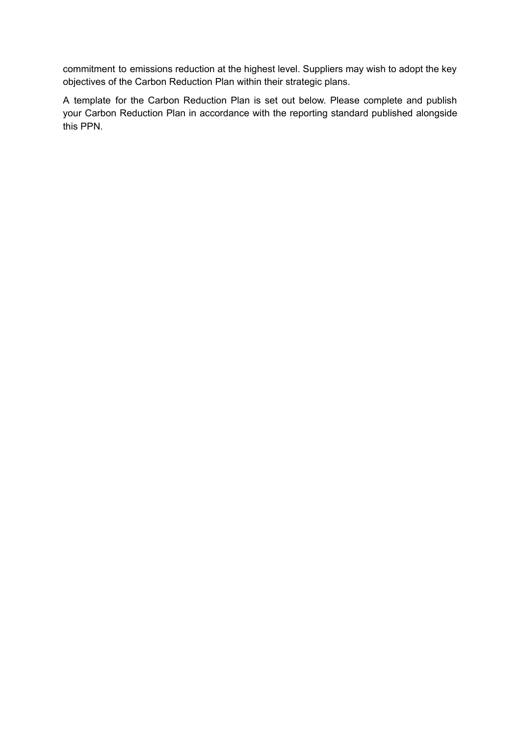commitment to emissions reduction at the highest level. Suppliers may wish to adopt the key objectives of the Carbon Reduction Plan within their strategic plans.

A template for the Carbon Reduction Plan is set out below. Please complete and publish your Carbon Reduction Plan in accordance with the reporting standard published alongside this PPN.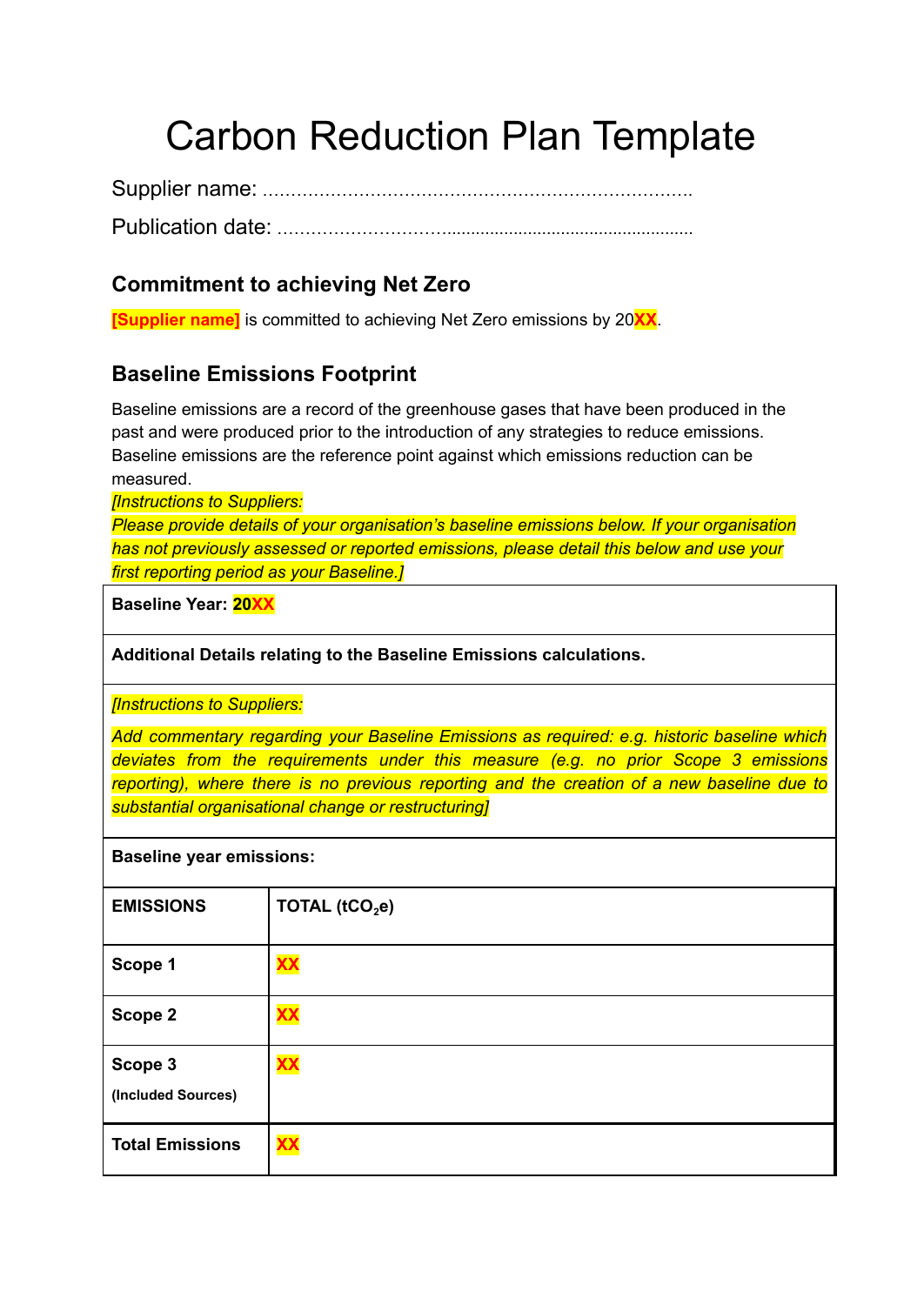# Carbon Reduction Plan Template

Supplier name: ..........................................................................

Publication date: ..........................................................................

## Commitment to achieving Net Zero

**[Supplier name]** is committed to achieving Net Zero emissions by 20**XX**.

## Baseline Emissions Footprint

Baseline emissions are a record of the greenhouse gases that have been produced in the past and were produced prior to the introduction of any strategies to reduce emissions. Baseline emissions are the reference point against which emissions reduction can be measured.

*[Instructions to Suppliers:*
*Please provide details of your organisation's baseline emissions below. If your organisation has not previously assessed or reported emissions, please detail this below and use your first reporting period as your Baseline.]*

| **Baseline Year: 20XX** | |
|---|---|
| **Additional Details relating to the Baseline Emissions calculations.** | |
| *[Instructions to Suppliers:* *Add commentary regarding your Baseline Emissions as required: e.g. historic baseline which deviates from the requirements under this measure (e.g. no prior Scope 3 emissions reporting), where there is no previous reporting and the creation of a new baseline due to substantial organisational change or restructuring]* | |
| **Baseline year emissions:** | |
| **EMISSIONS** | **TOTAL ($tCO_2e$)** |
| **Scope 1** | **XX** |
| **Scope 2** | **XX** |
| **Scope 3** (Included Sources) | **XX** |
| **Total Emissions** | **XX** |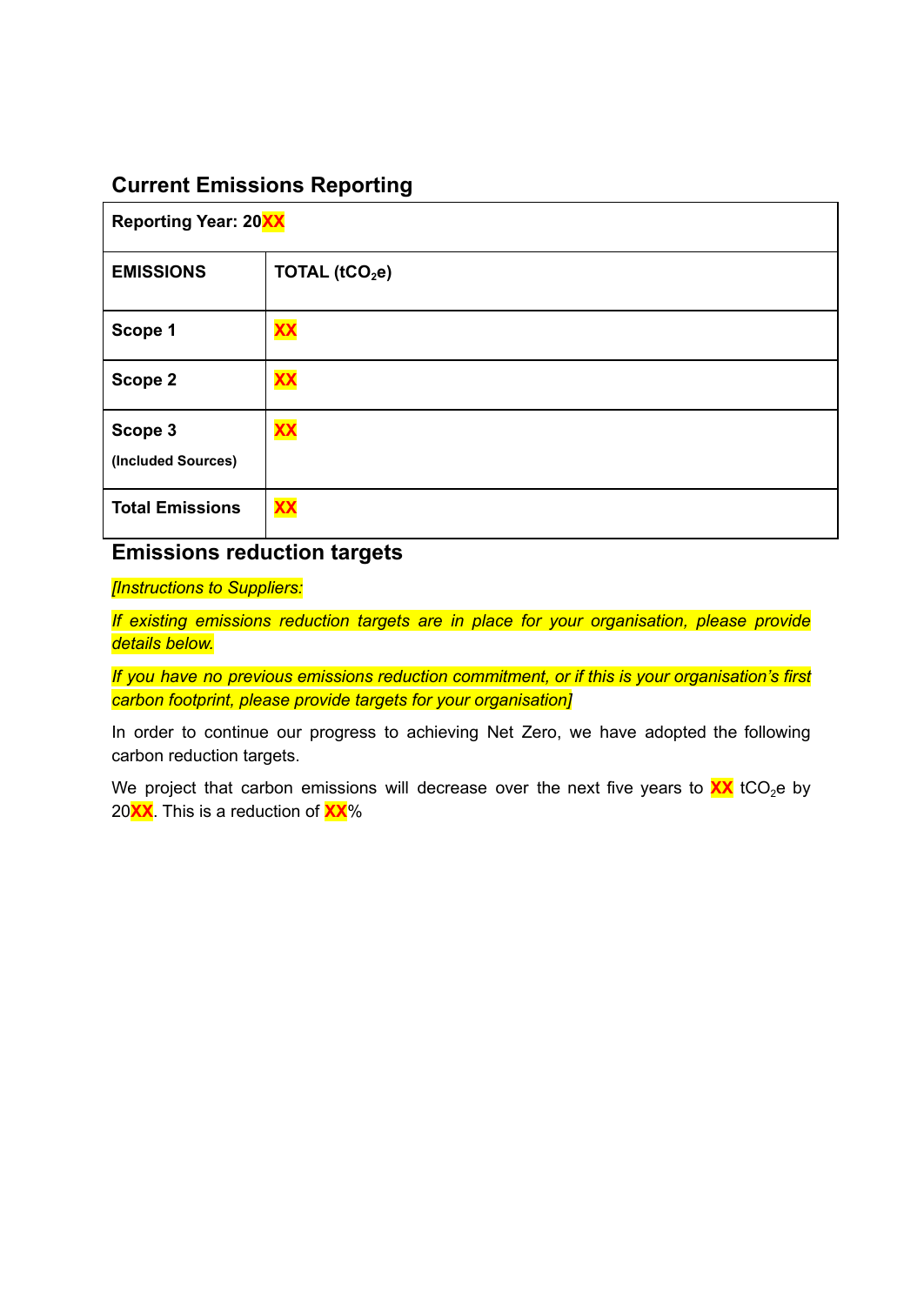## Current Emissions Reporting

| **Reporting Year: 20XX** | |
|---|---|
| **EMISSIONS** | **TOTAL ($tCO_2e$)** |
| **Scope 1** | **XX** |
| **Scope 2** | **XX** |
| **Scope 3** **(Included Sources)** | **XX** |
| **Total Emissions** | **XX** |

## Emissions reduction targets

*[Instructions to Suppliers:*

*If existing emissions reduction targets are in place for your organisation, please provide details below.*

*If you have no previous emissions reduction commitment, or if this is your organisation's first carbon footprint, please provide targets for your organisation]*

In order to continue our progress to achieving Net Zero, we have adopted the following carbon reduction targets.

We project that carbon emissions will decrease over the next five years to **XX** $tCO_2e$ by 20**XX**. This is a reduction of **XX**%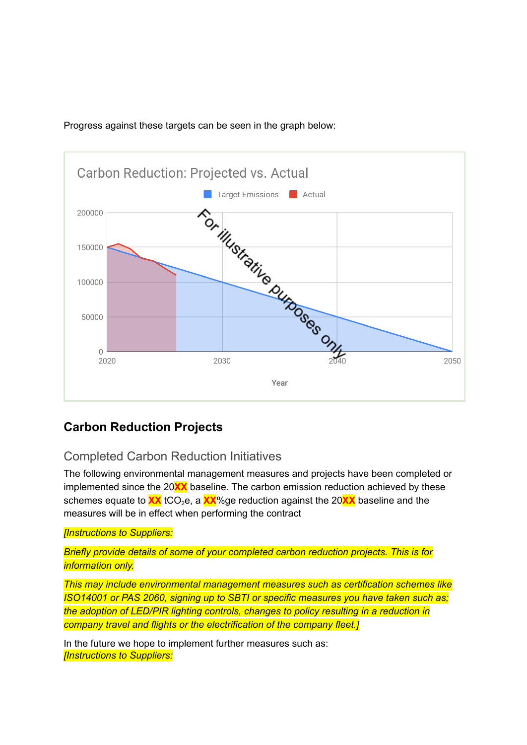Progress against these targets can be seen in the graph below:

## Carbon Reduction Projects

### Completed Carbon Reduction Initiatives

The following environmental management measures and projects have been completed or implemented since the 20XX baseline. The carbon emission reduction achieved by these schemes equate to XX $tCO_2e$, a XX%ge reduction against the 20XX baseline and the measures will be in effect when performing the contract

*[Instructions to Suppliers:*

*Briefly provide details of some of your completed carbon reduction projects. This is for information only.*

*This may include environmental management measures such as certification schemes like ISO14001 or PAS 2060, signing up to SBTI or specific measures you have taken such as; the adoption of LED/PIR lighting controls, changes to policy resulting in a reduction in company travel and flights or the electrification of the company fleet.]*

In the future we hope to implement further measures such as:
*[Instructions to Suppliers:*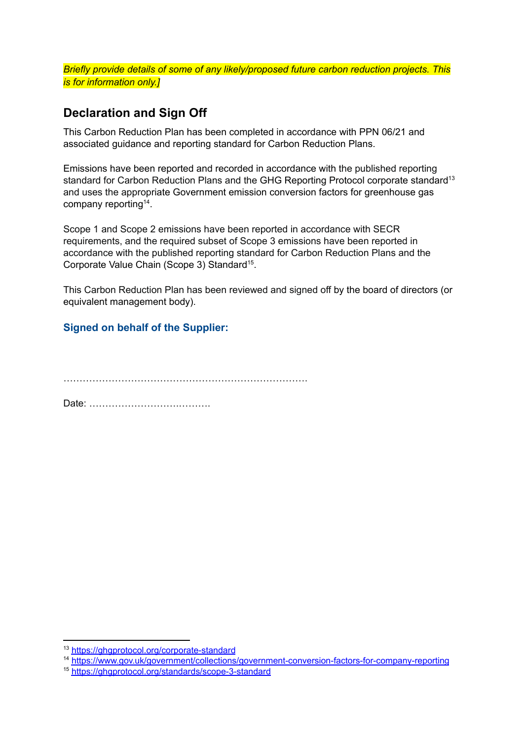*Briefly provide details of some of any likely/proposed future carbon reduction projects. This is for information only.]*

## Declaration and Sign Off

This Carbon Reduction Plan has been completed in accordance with PPN 06/21 and associated guidance and reporting standard for Carbon Reduction Plans.

Emissions have been reported and recorded in accordance with the published reporting standard for Carbon Reduction Plans and the GHG Reporting Protocol corporate standard[13] and uses the appropriate Government emission conversion factors for greenhouse gas company reporting[14].

Scope 1 and Scope 2 emissions have been reported in accordance with SECR requirements, and the required subset of Scope 3 emissions have been reported in accordance with the published reporting standard for Carbon Reduction Plans and the Corporate Value Chain (Scope 3) Standard[15].

This Carbon Reduction Plan has been reviewed and signed off by the board of directors (or equivalent management body).

**Signed on behalf of the Supplier:**

…………………………………………………………………

Date: ……………………………….

[13] https://ghgprotocol.org/corporate-standard

[14] https://www.gov.uk/government/collections/government-conversion-factors-for-company-reporting

[15] https://ghgprotocol.org/standards/scope-3-standard